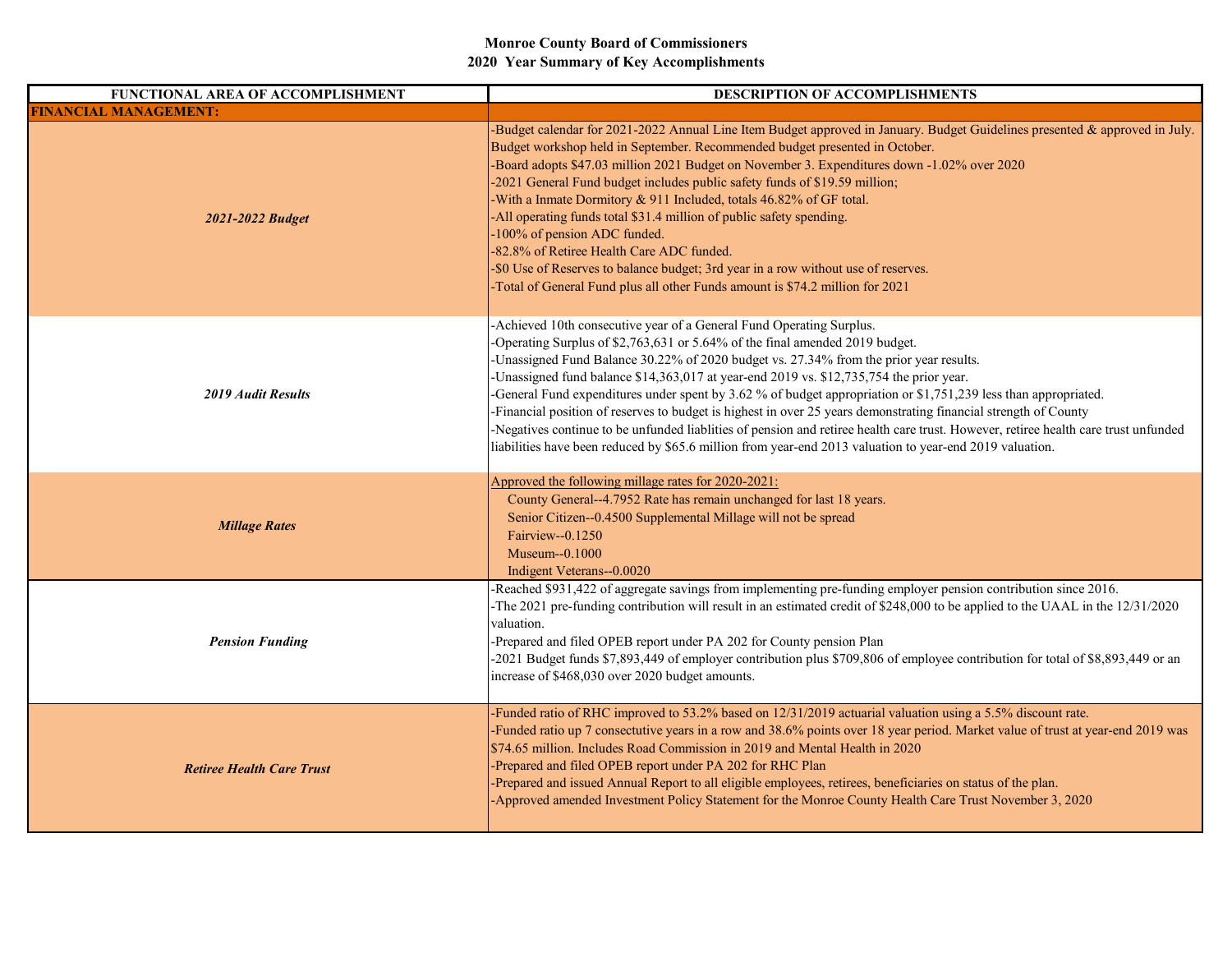# Monroe County Board of Commissioners
## 2020 Year Summary of Key Accomplishments

| FUNCTIONAL AREA OF ACCOMPLISHMENT | DESCRIPTION OF ACCOMPLISHMENTS |
|---|---|
| **FINANCIAL MANAGEMENT:** | |
| ***2021-2022 Budget*** | -Budget calendar for 2021-2022 Annual Line Item Budget approved in January. Budget Guidelines presented & approved in July. Budget workshop held in September. Recommended budget presented in October.<br>-Board adopts $47.03 million 2021 Budget on November 3. Expenditures down -1.02% over 2020<br>-2021 General Fund budget includes public safety funds of $19.59 million;<br>-With a Inmate Dormitory & 911 Included, totals 46.82% of GF total.<br>-All operating funds total $31.4 million of public safety spending.<br>-100% of pension ADC funded.<br>-82.8% of Retiree Health Care ADC funded.<br>-$0 Use of Reserves to balance budget; 3rd year in a row without use of reserves.<br>-Total of General Fund plus all other Funds amount is $74.2 million for 2021 |
| ***2019 Audit Results*** | -Achieved 10th consecutive year of a General Fund Operating Surplus.<br>-Operating Surplus of $2,763,631 or 5.64% of the final amended 2019 budget.<br>-Unassigned Fund Balance 30.22% of 2020 budget vs. 27.34% from the prior year results.<br>-Unassigned fund balance $14,363,017 at year-end 2019 vs. $12,735,754 the prior year.<br>-General Fund expenditures under spent by 3.62 % of budget appropriation or $1,751,239 less than appropriated.<br>-Financial position of reserves to budget is highest in over 25 years demonstrating financial strength of County<br>-Negatives continue to be unfunded liablities of pension and retiree health care trust. However, retiree health care trust unfunded liabilities have been reduced by $65.6 million from year-end 2013 valuation to year-end 2019 valuation. |
| ***Millage Rates*** | Approved the following millage rates for 2020-2021:<br>County General--4.7952 Rate has remain unchanged for last 18 years.<br>Senior Citizen--0.4500 Supplemental Millage will not be spread<br>Fairview--0.1250<br>Museum--0.1000<br>Indigent Veterans--0.0020 |
| ***Pension Funding*** | -Reached $931,422 of aggregate savings from implementing pre-funding employer pension contribution since 2016.<br>-The 2021 pre-funding contribution will result in an estimated credit of $248,000 to be applied to the UAAL in the 12/31/2020 valuation.<br>-Prepared and filed OPEB report under PA 202 for County pension Plan<br>-2021 Budget funds $7,893,449 of employer contribution plus $709,806 of employee contribution for total of $8,893,449 or an increase of $468,030 over 2020 budget amounts. |
| ***Retiree Health Care Trust*** | -Funded ratio of RHC improved to 53.2% based on 12/31/2019 actuarial valuation using a 5.5% discount rate.<br>-Funded ratio up 7 consectutive years in a row and 38.6% points over 18 year period. Market value of trust at year-end 2019 was $74.65 million. Includes Road Commission in 2019 and Mental Health in 2020<br>-Prepared and filed OPEB report under PA 202 for RHC Plan<br>-Prepared and issued Annual Report to all eligible employees, retirees, beneficiaries on status of the plan.<br>-Approved amended Investment Policy Statement for the Monroe County Health Care Trust November 3, 2020 |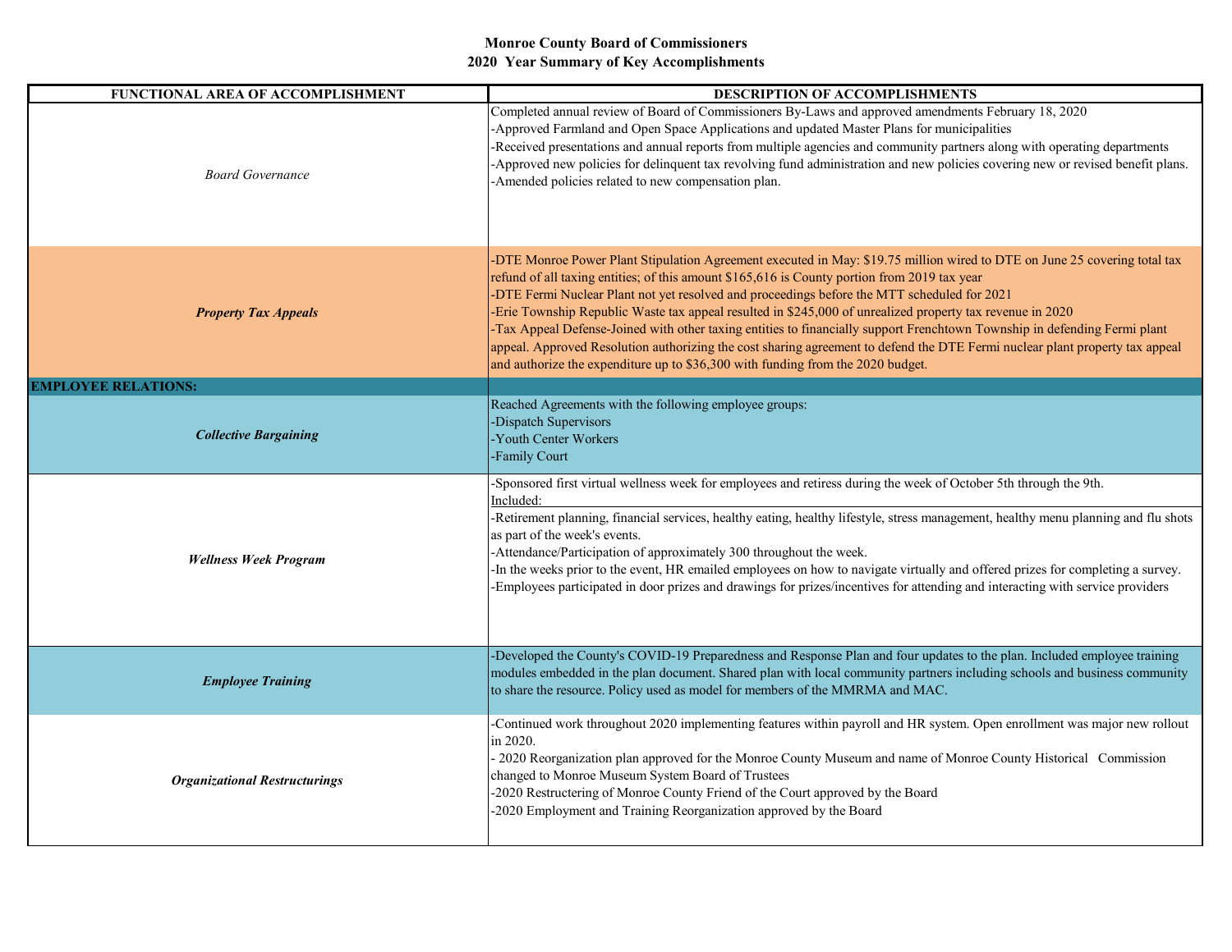**Monroe County Board of Commissioners**
**2020 Year Summary of Key Accomplishments**

| FUNCTIONAL AREA OF ACCOMPLISHMENT | DESCRIPTION OF ACCOMPLISHMENTS |
|---|---|
| *Board Governance* | Completed annual review of Board of Commissioners By-Laws and approved amendments February 18, 2020<br>-Approved Farmland and Open Space Applications and updated Master Plans for municipalities<br>-Received presentations and annual reports from multiple agencies and community partners along with operating departments<br>-Approved new policies for delinquent tax revolving fund administration and new policies covering new or revised benefit plans.<br>-Amended policies related to new compensation plan. |
| ***Property Tax Appeals*** | -DTE Monroe Power Plant Stipulation Agreement executed in May: $19.75 million wired to DTE on June 25 covering total tax refund of all taxing entities; of this amount $165,616 is County portion from 2019 tax year<br>-DTE Fermi Nuclear Plant not yet resolved and proceedings before the MTT scheduled for 2021<br>-Erie Township Republic Waste tax appeal resulted in $245,000 of unrealized property tax revenue in 2020<br>-Tax Appeal Defense-Joined with other taxing entities to financially support Frenchtown Township in defending Fermi plant appeal. Approved Resolution authorizing the cost sharing agreement to defend the DTE Fermi nuclear plant property tax appeal and authorize the expenditure up to $36,300 with funding from the 2020 budget. |
| **EMPLOYEE RELATIONS:** | |
| ***Collective Bargaining*** | Reached Agreements with the following employee groups:<br>-Dispatch Supervisors<br>-Youth Center Workers<br>-Family Court |
| ***Wellness Week Program*** | -Sponsored first virtual wellness week for employees and retiress during the week of October 5th through the 9th.<br>Included:<br>-Retirement planning, financial services, healthy eating, healthy lifestyle, stress management, healthy menu planning and flu shots as part of the week's events.<br>-Attendance/Participation of approximately 300 throughout the week.<br>-In the weeks prior to the event, HR emailed employees on how to navigate virtually and offered prizes for completing a survey.<br>-Employees participated in door prizes and drawings for prizes/incentives for attending and interacting with service providers |
| ***Employee Training*** | -Developed the County's COVID-19 Preparedness and Response Plan and four updates to the plan. Included employee training modules embedded in the plan document. Shared plan with local community partners including schools and business community to share the resource. Policy used as model for members of the MMRMA and MAC. |
| ***Organizational Restructurings*** | -Continued work throughout 2020 implementing features within payroll and HR system. Open enrollment was major new rollout in 2020.<br>- 2020 Reorganization plan approved for the Monroe County Museum and name of Monroe County Historical Commission changed to Monroe Museum System Board of Trustees<br>-2020 Restructering of Monroe County Friend of the Court approved by the Board<br>-2020 Employment and Training Reorganization approved by the Board |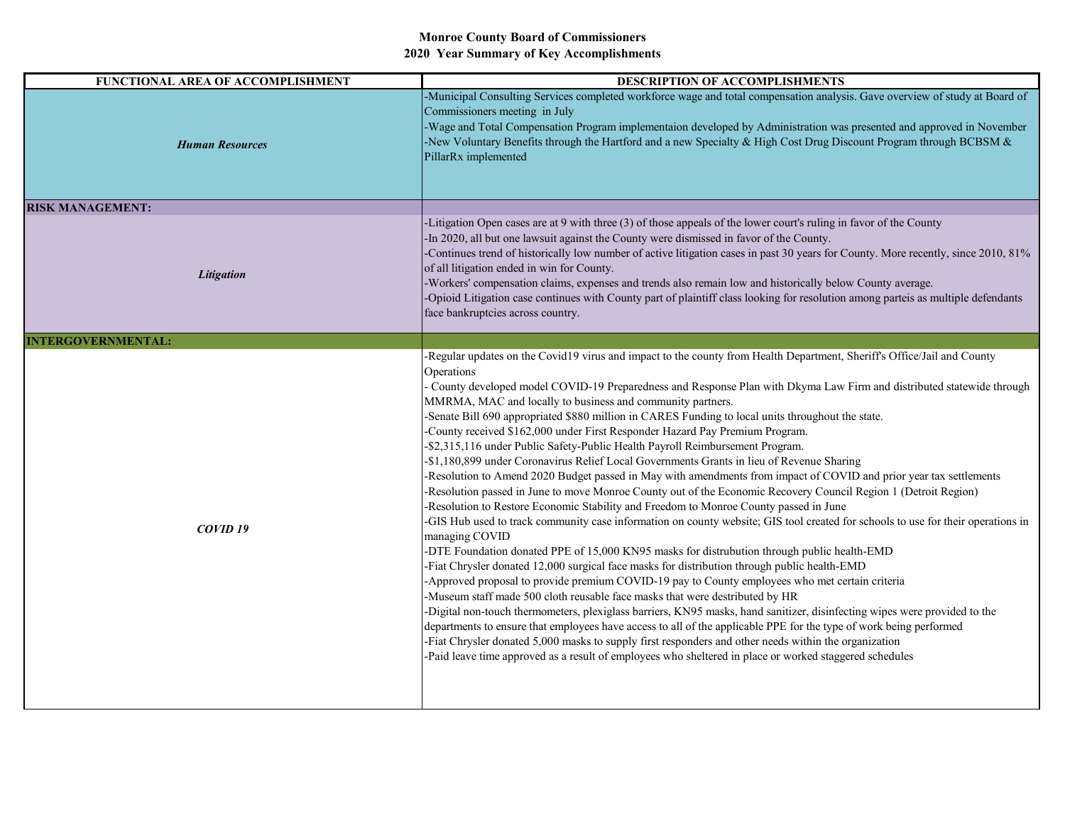**Monroe County Board of Commissioners**
**2020 Year Summary of Key Accomplishments**

| FUNCTIONAL AREA OF ACCOMPLISHMENT | DESCRIPTION OF ACCOMPLISHMENTS |
|---|---|
| ***Human Resources*** | -Municipal Consulting Services completed workforce wage and total compensation analysis. Gave overview of study at Board of Commissioners meeting in July<br>-Wage and Total Compensation Program implementaion developed by Administration was presented and approved in November<br>-New Voluntary Benefits through the Hartford and a new Specialty & High Cost Drug Discount Program through BCBSM & PillarRx implemented |
| **RISK MANAGEMENT:** | |
| ***Litigation*** | -Litigation Open cases are at 9 with three (3) of those appeals of the lower court's ruling in favor of the County<br>-In 2020, all but one lawsuit against the County were dismissed in favor of the County.<br>-Continues trend of historically low number of active litigation cases in past 30 years for County. More recently, since 2010, 81% of all litigation ended in win for County.<br>-Workers' compensation claims, expenses and trends also remain low and historically below County average.<br>-Opioid Litigation case continues with County part of plaintiff class looking for resolution among parteis as multiple defendants face bankruptcies across country. |
| **INTERGOVERNMENTAL:** | |
| ***COVID 19*** | -Regular updates on the Covid19 virus and impact to the county from Health Department, Sheriff's Office/Jail and County Operations<br>- County developed model COVID-19 Preparedness and Response Plan with Dkyma Law Firm and distributed statewide through MMRMA, MAC and locally to business and community partners.<br>-Senate Bill 690 appropriated $880 million in CARES Funding to local units throughout the state.<br>-County received $162,000 under First Responder Hazard Pay Premium Program.<br>-$2,315,116 under Public Safety-Public Health Payroll Reimbursement Program.<br>-$1,180,899 under Coronavirus Relief Local Governments Grants in lieu of Revenue Sharing<br>-Resolution to Amend 2020 Budget passed in May with amendments from impact of COVID and prior year tax settlements<br>-Resolution passed in June to move Monroe County out of the Economic Recovery Council Region 1 (Detroit Region)<br>-Resolution to Restore Economic Stability and Freedom to Monroe County passed in June<br>-GIS Hub used to track community case information on county website; GIS tool created for schools to use for their operations in managing COVID<br>-DTE Foundation donated PPE of 15,000 KN95 masks for distrubution through public health-EMD<br>-Fiat Chrysler donated 12,000 surgical face masks for distribution through public health-EMD<br>-Approved proposal to provide premium COVID-19 pay to County employees who met certain criteria<br>-Museum staff made 500 cloth reusable face masks that were destributed by HR<br>-Digital non-touch thermometers, plexiglass barriers, KN95 masks, hand sanitizer, disinfecting wipes were provided to the departments to ensure that employees have access to all of the applicable PPE for the type of work being performed<br>-Fiat Chrysler donated 5,000 masks to supply first responders and other needs within the organization<br>-Paid leave time approved as a result of employees who sheltered in place or worked staggered schedules |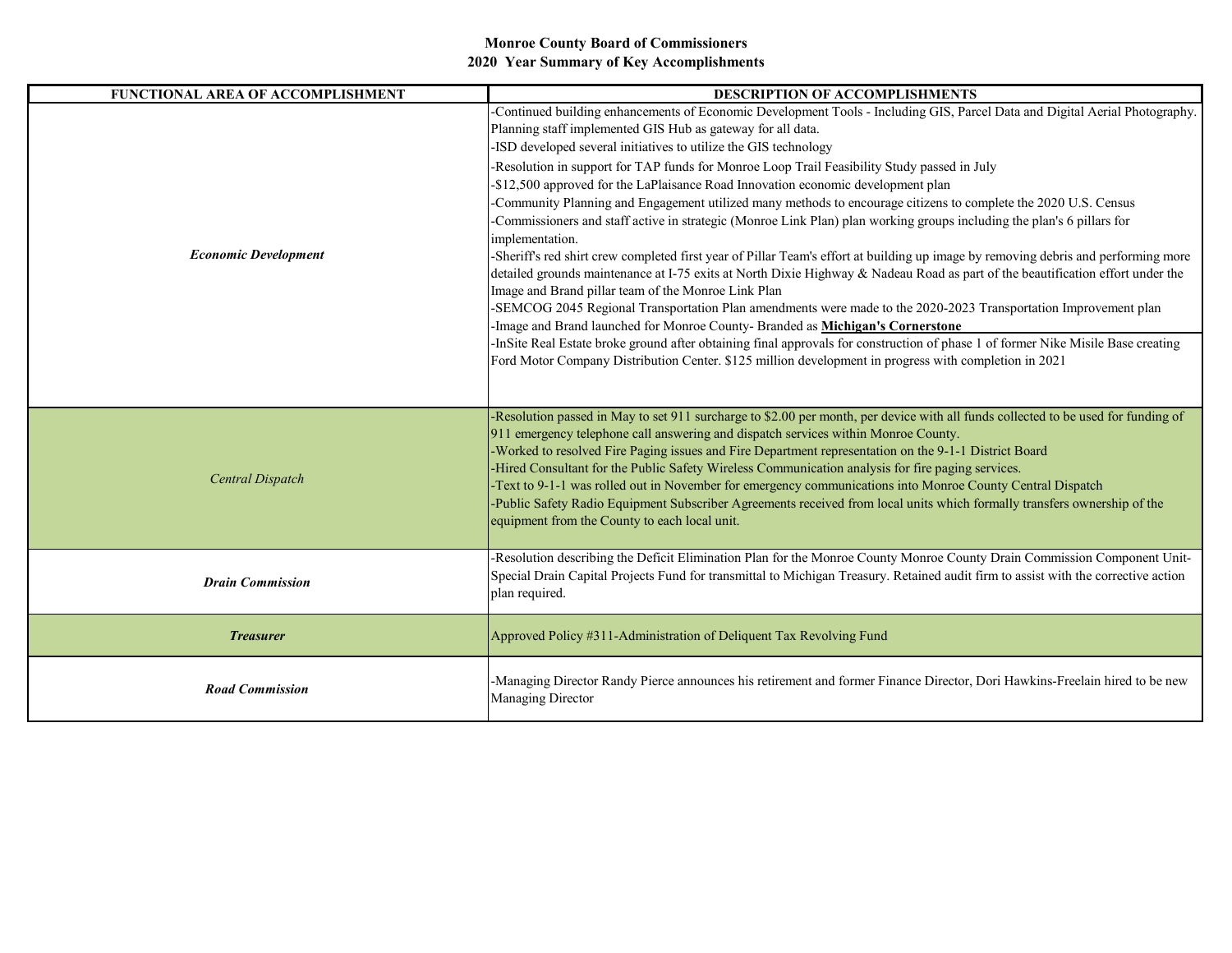**Monroe County Board of Commissioners**
**2020 Year Summary of Key Accomplishments**

| FUNCTIONAL AREA OF ACCOMPLISHMENT | DESCRIPTION OF ACCOMPLISHMENTS |
|---|---|
| ***Economic Development*** | -Continued building enhancements of Economic Development Tools - Including GIS, Parcel Data and Digital Aerial Photography. Planning staff implemented GIS Hub as gateway for all data.<br>-ISD developed several initiatives to utilize the GIS technology<br>-Resolution in support for TAP funds for Monroe Loop Trail Feasibility Study passed in July<br>-$12,500 approved for the LaPlaisance Road Innovation economic development plan<br>-Community Planning and Engagement utilized many methods to encourage citizens to complete the 2020 U.S. Census<br>-Commissioners and staff active in strategic (Monroe Link Plan) plan working groups including the plan's 6 pillars for implementation.<br>-Sheriff's red shirt crew completed first year of Pillar Team's effort at building up image by removing debris and performing more detailed grounds maintenance at I-75 exits at North Dixie Highway & Nadeau Road as part of the beautification effort under the Image and Brand pillar team of the Monroe Link Plan<br>-SEMCOG 2045 Regional Transportation Plan amendments were made to the 2020-2023 Transportation Improvement plan<br>-Image and Brand launched for Monroe County- Branded as **Michigan's Cornerstone**<br>-InSite Real Estate broke ground after obtaining final approvals for construction of phase 1 of former Nike Misile Base creating Ford Motor Company Distribution Center. $125 million development in progress with completion in 2021 |
| *Central Dispatch* | -Resolution passed in May to set 911 surcharge to $2.00 per month, per device with all funds collected to be used for funding of 911 emergency telephone call answering and dispatch services within Monroe County.<br>-Worked to resolved Fire Paging issues and Fire Department representation on the 9-1-1 District Board<br>-Hired Consultant for the Public Safety Wireless Communication analysis for fire paging services.<br>-Text to 9-1-1 was rolled out in November for emergency communications into Monroe County Central Dispatch<br>-Public Safety Radio Equipment Subscriber Agreements received from local units which formally transfers ownership of the equipment from the County to each local unit. |
| ***Drain Commission*** | -Resolution describing the Deficit Elimination Plan for the Monroe County Monroe County Drain Commission Component Unit-Special Drain Capital Projects Fund for transmittal to Michigan Treasury. Retained audit firm to assist with the corrective action plan required. |
| ***Treasurer*** | Approved Policy #311-Administration of Deliquent Tax Revolving Fund |
| ***Road Commission*** | -Managing Director Randy Pierce announces his retirement and former Finance Director, Dori Hawkins-Freelain hired to be new Managing Director |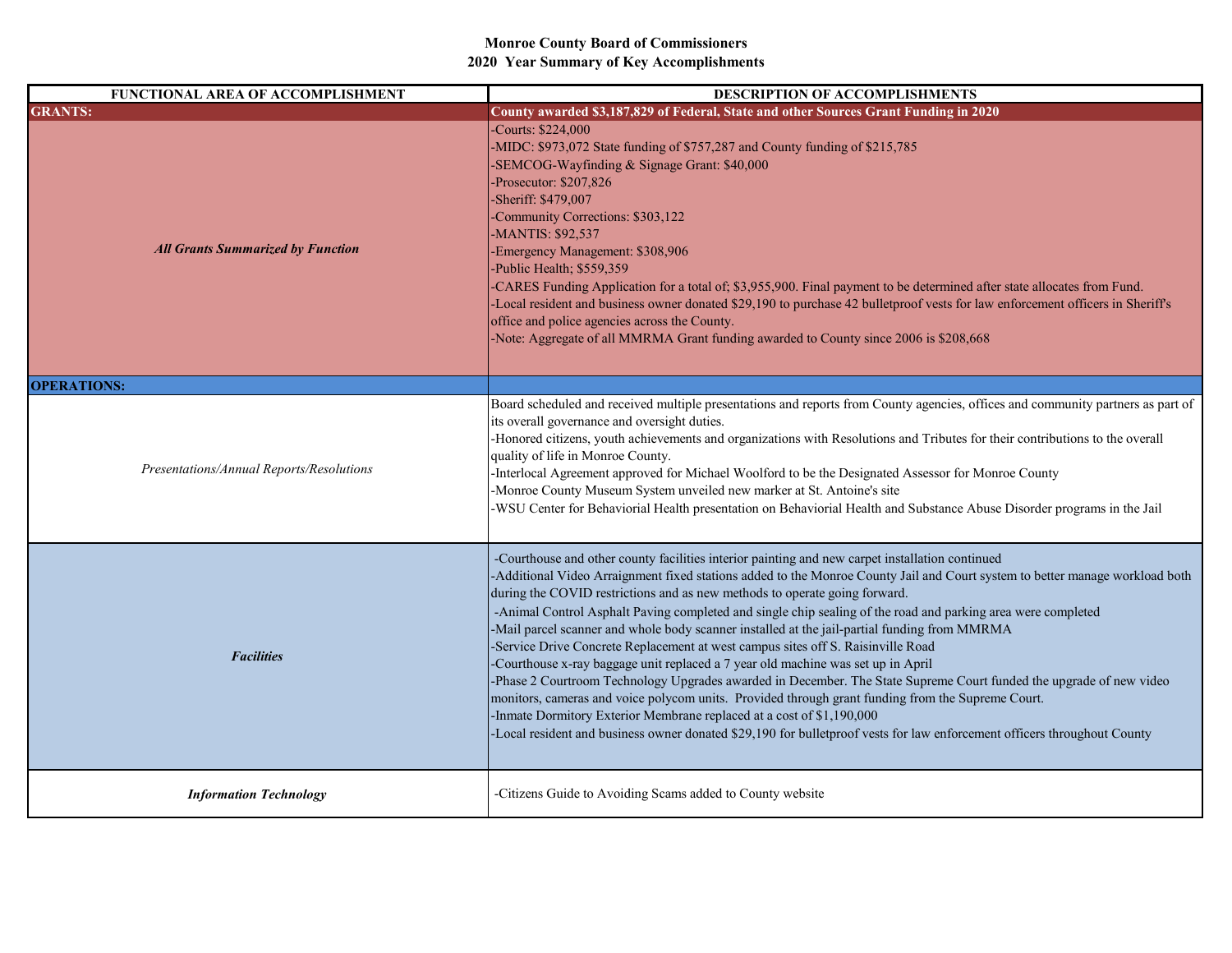**Monroe County Board of Commissioners**
**2020 Year Summary of Key Accomplishments**

| FUNCTIONAL AREA OF ACCOMPLISHMENT | DESCRIPTION OF ACCOMPLISHMENTS |
|---|---|
| **GRANTS:** | **County awarded $3,187,829 of Federal, State and other Sources Grant Funding in 2020** |
| ***All Grants Summarized by Function*** | -Courts: $224,000<br>-MIDC: $973,072 State funding of $757,287 and County funding of $215,785<br>-SEMCOG-Wayfinding & Signage Grant: $40,000<br>-Prosecutor: $207,826<br>-Sheriff: $479,007<br>-Community Corrections: $303,122<br>-MANTIS: $92,537<br>-Emergency Management: $308,906<br>-Public Health; $559,359<br>-CARES Funding Application for a total of; $3,955,900. Final payment to be determined after state allocates from Fund.<br>-Local resident and business owner donated $29,190 to purchase 42 bulletproof vests for law enforcement officers in Sheriff's office and police agencies across the County.<br>-Note: Aggregate of all MMRMA Grant funding awarded to County since 2006 is $208,668 |
| **OPERATIONS:** | |
| *Presentations/Annual Reports/Resolutions* | Board scheduled and received multiple presentations and reports from County agencies, offices and community partners as part of its overall governance and oversight duties.<br>-Honored citizens, youth achievements and organizations with Resolutions and Tributes for their contributions to the overall quality of life in Monroe County.<br>-Interlocal Agreement approved for Michael Woolford to be the Designated Assessor for Monroe County<br>-Monroe County Museum System unveiled new marker at St. Antoine's site<br>-WSU Center for Behaviorial Health presentation on Behaviorial Health and Substance Abuse Disorder programs in the Jail |
| ***Facilities*** | -Courthouse and other county facilities interior painting and new carpet installation continued<br>-Additional Video Arraignment fixed stations added to the Monroe County Jail and Court system to better manage workload both during the COVID restrictions and as new methods to operate going forward.<br>-Animal Control Asphalt Paving completed and single chip sealing of the road and parking area were completed<br>-Mail parcel scanner and whole body scanner installed at the jail-partial funding from MMRMA<br>-Service Drive Concrete Replacement at west campus sites off S. Raisinville Road<br>-Courthouse x-ray baggage unit replaced a 7 year old machine was set up in April<br>-Phase 2 Courtroom Technology Upgrades awarded in December. The State Supreme Court funded the upgrade of new video monitors, cameras and voice polycom units. Provided through grant funding from the Supreme Court.<br>-Inmate Dormitory Exterior Membrane replaced at a cost of $1,190,000<br>-Local resident and business owner donated $29,190 for bulletproof vests for law enforcement officers throughout County |
| ***Information Technology*** | -Citizens Guide to Avoiding Scams added to County website |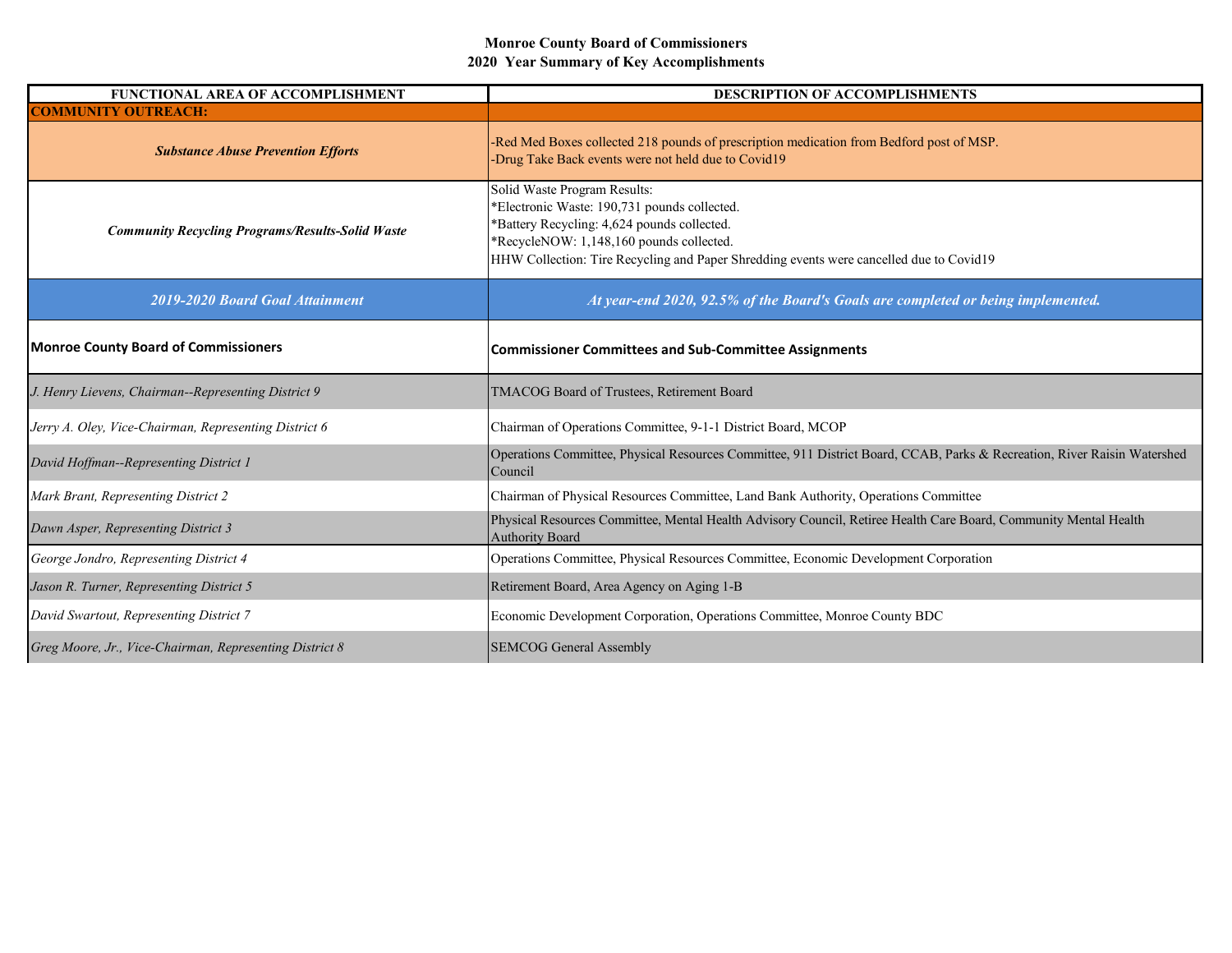**Monroe County Board of Commissioners**
**2020 Year Summary of Key Accomplishments**

| FUNCTIONAL AREA OF ACCOMPLISHMENT | DESCRIPTION OF ACCOMPLISHMENTS |
|---|---|
| **COMMUNITY OUTREACH:** | |
| ***Substance Abuse Prevention Efforts*** | -Red Med Boxes collected 218 pounds of prescription medication from Bedford post of MSP.<br>-Drug Take Back events were not held due to Covid19 |
| ***Community Recycling Programs/Results-Solid Waste*** | Solid Waste Program Results:<br>*Electronic Waste: 190,731 pounds collected.<br>*Battery Recycling: 4,624 pounds collected.<br>*RecycleNOW: 1,148,160 pounds collected.<br>HHW Collection: Tire Recycling and Paper Shredding events were cancelled due to Covid19 |
| ***2019-2020 Board Goal Attainment*** | ***At year-end 2020, 92.5% of the Board's Goals are completed or being implemented.*** |
| **Monroe County Board of Commissioners** | **Commissioner Committees and Sub-Committee Assignments** |
| *J. Henry Lievens, Chairman--Representing District 9* | TMACOG Board of Trustees, Retirement Board |
| *Jerry A. Oley, Vice-Chairman, Representing District 6* | Chairman of Operations Committee, 9-1-1 District Board, MCOP |
| *David Hoffman--Representing District 1* | Operations Committee, Physical Resources Committee, 911 District Board, CCAB, Parks & Recreation, River Raisin Watershed Council |
| *Mark Brant, Representing District 2* | Chairman of Physical Resources Committee, Land Bank Authority, Operations Committee |
| *Dawn Asper, Representing District 3* | Physical Resources Committee, Mental Health Advisory Council, Retiree Health Care Board, Community Mental Health Authority Board |
| *George Jondro, Representing District 4* | Operations Committee, Physical Resources Committee, Economic Development Corporation |
| *Jason R. Turner, Representing District 5* | Retirement Board, Area Agency on Aging 1-B |
| *David Swartout, Representing District 7* | Economic Development Corporation, Operations Committee, Monroe County BDC |
| *Greg Moore, Jr., Vice-Chairman, Representing District 8* | SEMCOG General Assembly |